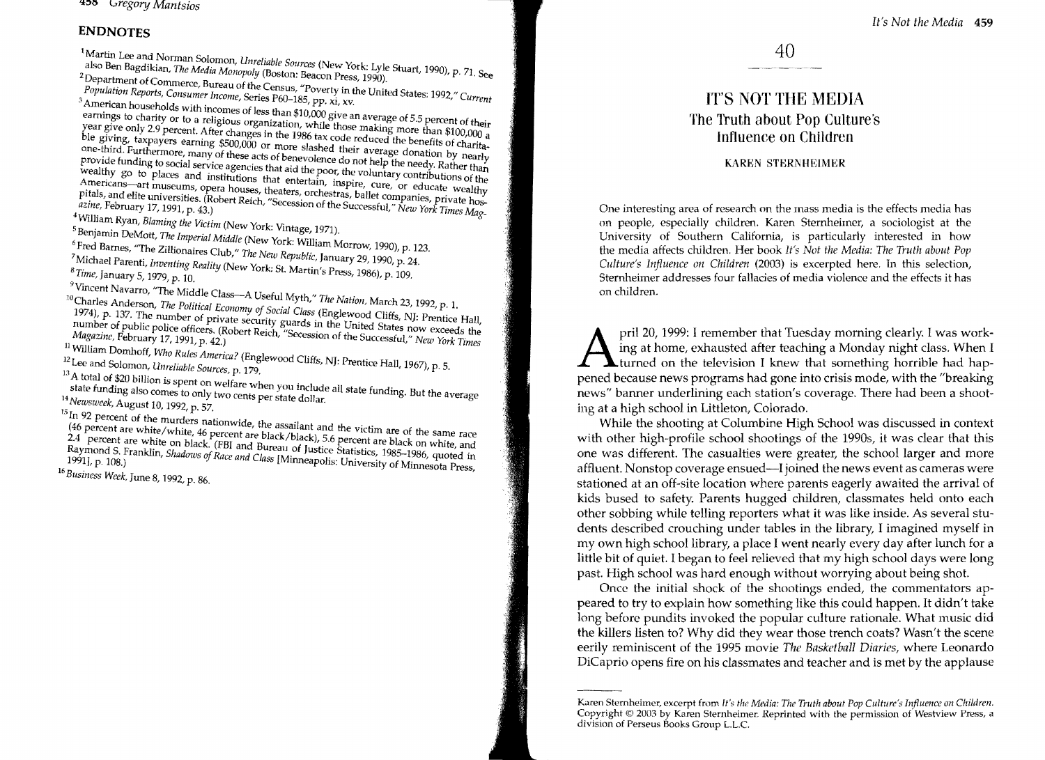## ENDNOTES

[1] Martin Lee and Norman Solomon, *Unreliable Sources* (New York: Lyle Stuart, 1990), p. 71. See also Ben Bagdikian, *The Media Monopoly* (Boston: Beacon Press, 1990).

[2] Department of Commerce, Bureau of the Census, "Poverty in the United States: 1992," *Current Population Reports, Consumer Income*, Series P60–185, pp. xi, xv.

[3] American households with incomes of less than $10,000 give an average of 5.5 percent of their earnings to charity or to a religious organization, while those making more than $100,000 a year give only 2.9 percent. After changes in the 1986 tax code reduced the benefits of charitable giving, taxpayers earning $500,000 or more slashed their average donation by nearly one-third. Furthermore, many of these acts of benevolence do not help the needy. Rather than provide funding to social service agencies that aid the poor, the voluntary contributions of the wealthy go to places and institutions that entertain, inspire, cure, or educate wealthy Americans—art museums, opera houses, theaters, orchestras, ballet companies, private hospitals, and elite universities. (Robert Reich, "Secession of the Successful," *New York Times Magazine*, February 17, 1991, p. 43.)

[4] William Ryan, *Blaming the Victim* (New York: Vintage, 1971).

[5] Benjamin DeMott, *The Imperial Middle* (New York: William Morrow, 1990), p. 123.

[6] Fred Barnes, "The Zillionaires Club," *The New Republic*, January 29, 1990, p. 24.

[7] Michael Parenti, *Inventing Reality* (New York: St. Martin's Press, 1986), p. 109.

[8] *Time*, January 5, 1979, p. 10.

[9] Vincent Navarro, "The Middle Class—A Useful Myth," *The Nation*, March 23, 1992, p. 1.

[10] Charles Anderson, *The Political Economy of Social Class* (Englewood Cliffs, NJ: Prentice Hall, 1974), p. 137. The number of private security guards in the United States now exceeds the number of public police officers. (Robert Reich, "Secession of the Successful," *New York Times Magazine*, February 17, 1991, p. 42.)

[11] William Domhoff, *Who Rules America?* (Englewood Cliffs, NJ: Prentice Hall, 1967), p. 5.

[12] Lee and Solomon, *Unreliable Sources*, p. 179.

[13] A total of $20 billion is spent on welfare when you include all state funding. But the average state funding also comes to only two cents per state dollar.

[14] *Newsweek*, August 10, 1992, p. 57.

[15] In 92 percent of the murders nationwide, the assailant and the victim are of the same race (46 percent are white/white, 46 percent are black/black), 5.6 percent are black on white, and 2.4 percent are white on black. (FBI and Bureau of Justice Statistics, 1985–1986, quoted in Raymond S. Franklin, *Shadows of Race and Class* [Minneapolis: University of Minnesota Press, 1991], p. 108.)

[16] *Business Week*, June 8, 1992, p. 86.

# 40

## IT'S NOT THE MEDIA

### The Truth about Pop Culture's Influence on Children

KAREN STERNHEIMER

One interesting area of research on the mass media is the effects media has on people, especially children. Karen Sternheimer, a sociologist at the University of Southern California, is particularly interested in how the media affects children. Her book *It's Not the Media: The Truth about Pop Culture's Influence on Children* (2003) is excerpted here. In this selection, Sternheimer addresses four fallacies of media violence and the effects it has on children.

April 20, 1999: I remember that Tuesday morning clearly. I was working at home, exhausted after teaching a Monday night class. When I turned on the television I knew that something horrible had happened because news programs had gone into crisis mode, with the "breaking news" banner underlining each station's coverage. There had been a shooting at a high school in Littleton, Colorado.

While the shooting at Columbine High School was discussed in context with other high-profile school shootings of the 1990s, it was clear that this one was different. The casualties were greater, the school larger and more affluent. Nonstop coverage ensued—I joined the news event as cameras were stationed at an off-site location where parents eagerly awaited the arrival of kids bused to safety. Parents hugged children, classmates held onto each other sobbing while telling reporters what it was like inside. As several students described crouching under tables in the library, I imagined myself in my own high school library, a place I went nearly every day after lunch for a little bit of quiet. I began to feel relieved that my high school days were long past. High school was hard enough without worrying about being shot.

Once the initial shock of the shootings ended, the commentators appeared to try to explain how something like this could happen. It didn't take long before pundits invoked the popular culture rationale. What music did the killers listen to? Why did they wear those trench coats? Wasn't the scene eerily reminiscent of the 1995 movie *The Basketball Diaries*, where Leonardo DiCaprio opens fire on his classmates and teacher and is met by the applause

Karen Sternheimer, excerpt from *It's the Media: The Truth about Pop Culture's Influence on Children*. Copyright © 2003 by Karen Sternheimer. Reprinted with the permission of Westview Press, a division of Perseus Books Group L.L.C.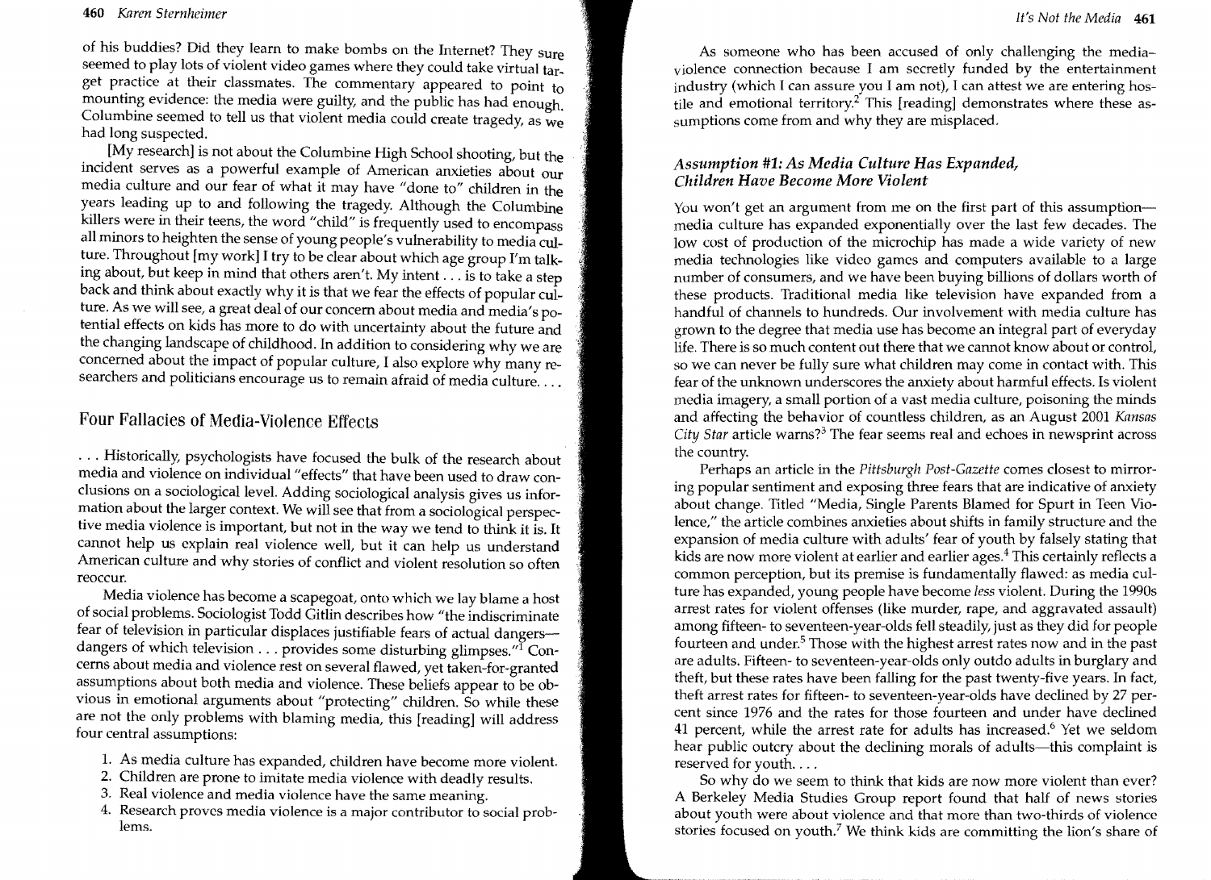of his buddies? Did they learn to make bombs on the Internet? They sure seemed to play lots of violent video games where they could take virtual target practice at their classmates. The commentary appeared to point to mounting evidence: the media were guilty, and the public has had enough. Columbine seemed to tell us that violent media could create tragedy, as we had long suspected.

[My research] is not about the Columbine High School shooting, but the incident serves as a powerful example of American anxieties about our media culture and our fear of what it may have "done to" children in the years leading up to and following the tragedy. Although the Columbine killers were in their teens, the word "child" is frequently used to encompass all minors to heighten the sense of young people's vulnerability to media culture. Throughout [my work] I try to be clear about which age group I'm talking about, but keep in mind that others aren't. My intent . . . is to take a step back and think about exactly why it is that we fear the effects of popular culture. As we will see, a great deal of our concern about media and media's potential effects on kids has more to do with uncertainty about the future and the changing landscape of childhood. In addition to considering why we are concerned about the impact of popular culture, I also explore why many researchers and politicians encourage us to remain afraid of media culture. . . .

## Four Fallacies of Media-Violence Effects

. . . Historically, psychologists have focused the bulk of the research about media and violence on individual "effects" that have been used to draw conclusions on a sociological level. Adding sociological analysis gives us information about the larger context. We will see that from a sociological perspective media violence is important, but not in the way we tend to think it is. It cannot help us explain real violence well, but it can help us understand American culture and why stories of conflict and violent resolution so often reoccur.

Media violence has become a scapegoat, onto which we lay blame a host of social problems. Sociologist Todd Gitlin describes how "the indiscriminate fear of television in particular displaces justifiable fears of actual dangers—dangers of which television . . . provides some disturbing glimpses."[1] Concerns about media and violence rest on several flawed, yet taken-for-granted assumptions about both media and violence. These beliefs appear to be obvious in emotional arguments about "protecting" children. So while these are not the only problems with blaming media, this [reading] will address four central assumptions:

1. As media culture has expanded, children have become more violent.
2. Children are prone to imitate media violence with deadly results.
3. Real violence and media violence have the same meaning.
4. Research proves media violence is a major contributor to social problems.

As someone who has been accused of only challenging the media–violence connection because I am secretly funded by the entertainment industry (which I can assure you I am not), I can attest we are entering hostile and emotional territory.[2] This [reading] demonstrates where these assumptions come from and why they are misplaced.

### *Assumption #1: As Media Culture Has Expanded, Children Have Become More Violent*

You won't get an argument from me on the first part of this assumption—media culture has expanded exponentially over the last few decades. The low cost of production of the microchip has made a wide variety of new media technologies like video games and computers available to a large number of consumers, and we have been buying billions of dollars worth of these products. Traditional media like television have expanded from a handful of channels to hundreds. Our involvement with media culture has grown to the degree that media use has become an integral part of everyday life. There is so much content out there that we cannot know about or control, so we can never be fully sure what children may come in contact with. This fear of the unknown underscores the anxiety about harmful effects. Is violent media imagery, a small portion of a vast media culture, poisoning the minds and affecting the behavior of countless children, as an August 2001 *Kansas City Star* article warns?[3] The fear seems real and echoes in newsprint across the country.

Perhaps an article in the *Pittsburgh Post-Gazette* comes closest to mirroring popular sentiment and exposing three fears that are indicative of anxiety about change. Titled "Media, Single Parents Blamed for Spurt in Teen Violence," the article combines anxieties about shifts in family structure and the expansion of media culture with adults' fear of youth by falsely stating that kids are now more violent at earlier and earlier ages.[4] This certainly reflects a common perception, but its premise is fundamentally flawed: as media culture has expanded, young people have become *less* violent. During the 1990s arrest rates for violent offenses (like murder, rape, and aggravated assault) among fifteen- to seventeen-year-olds fell steadily, just as they did for people fourteen and under.[5] Those with the highest arrest rates now and in the past are adults. Fifteen- to seventeen-year-olds only outdo adults in burglary and theft, but these rates have been falling for the past twenty-five years. In fact, theft arrest rates for fifteen- to seventeen-year-olds have declined by 27 percent since 1976 and the rates for those fourteen and under have declined 41 percent, while the arrest rate for adults has increased.[6] Yet we seldom hear public outcry about the declining morals of adults—this complaint is reserved for youth. . . .

So why do we seem to think that kids are now more violent than ever? A Berkeley Media Studies Group report found that half of news stories about youth were about violence and that more than two-thirds of violence stories focused on youth.[7] We think kids are committing the lion's share of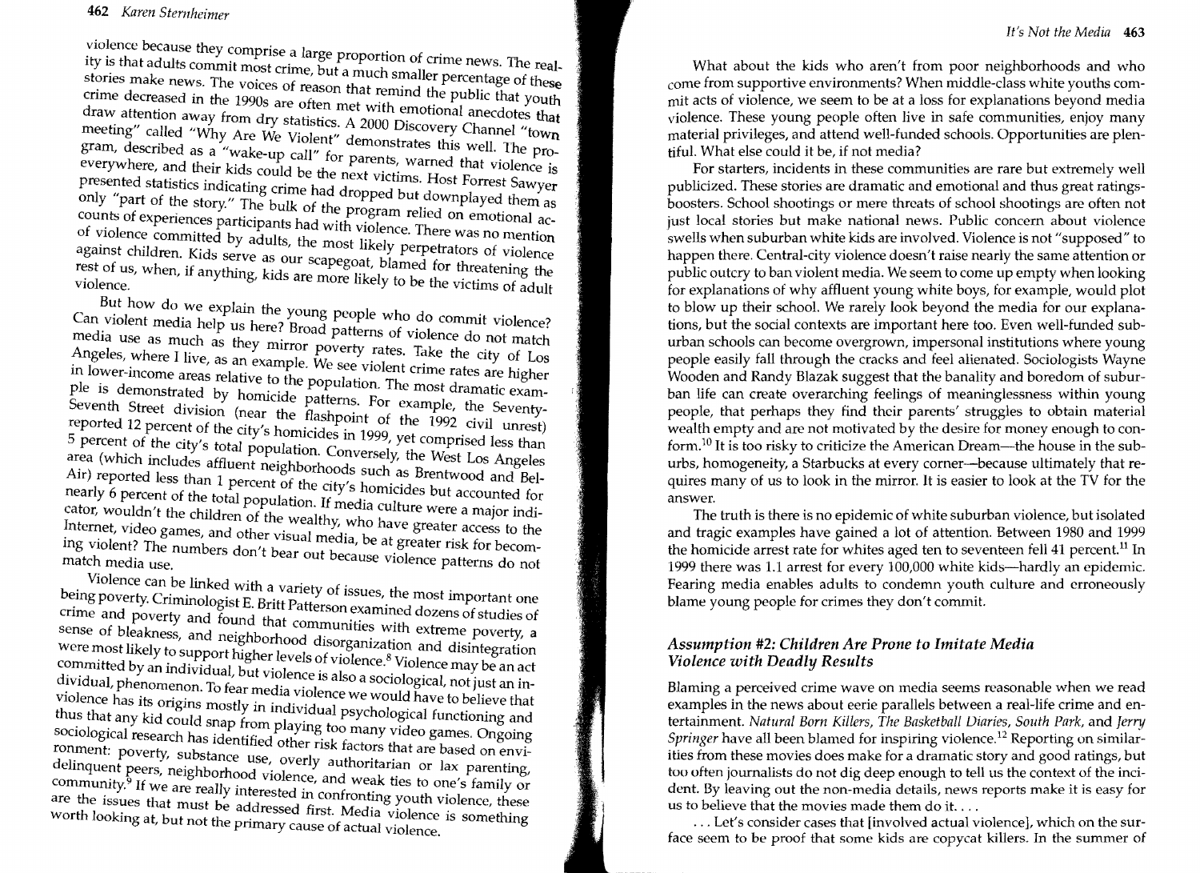violence because they comprise a large proportion of crime news. The reality is that adults commit most crime, but a much smaller percentage of these stories make news. The voices of reason that remind the public that youth crime decreased in the 1990s are often met with emotional anecdotes that draw attention away from dry statistics. A 2000 Discovery Channel "town meeting" called "Why Are We Violent" demonstrates this well. The program, described as a "wake-up call" for parents, warned that violence is everywhere, and their kids could be the next victims. Host Forrest Sawyer presented statistics indicating crime had dropped but downplayed them as only "part of the story." The bulk of the program relied on emotional accounts of experiences participants had with violence. There was no mention of violence committed by adults, the most likely perpetrators of violence against children. Kids serve as our scapegoat, blamed for threatening the rest of us, when, if anything, kids are more likely to be the victims of adult violence.

But how do we explain the young people who do commit violence? Can violent media help us here? Broad patterns of violence do not match media use as much as they mirror poverty rates. Take the city of Los Angeles, where I live, as an example. We see violent crime rates are higher in lower-income areas relative to the population. The most dramatic example is demonstrated by homicide patterns. For example, the Seventy-Seventh Street division (near the flashpoint of the 1992 civil unrest) reported 12 percent of the city's homicides in 1999, yet comprised less than 5 percent of the city's total population. Conversely, the West Los Angeles area (which includes affluent neighborhoods such as Brentwood and Bel-Air) reported less than 1 percent of the city's homicides but accounted for nearly 6 percent of the total population. If media culture were a major indicator, wouldn't the children of the wealthy, who have greater access to the Internet, video games, and other visual media, be at greater risk for becoming violent? The numbers don't bear out because violence patterns do not match media use.

Violence can be linked with a variety of issues, the most important one being poverty. Criminologist E. Britt Patterson examined dozens of studies of crime and poverty and found that communities with extreme poverty, a sense of bleakness, and neighborhood disorganization and disintegration were most likely to support higher levels of violence.[8] Violence may be an act committed by an individual, but violence is also a sociological, not just an individual, phenomenon. To fear media violence we would have to believe that violence has its origins mostly in individual psychological functioning and thus that any kid could snap from playing too many video games. Ongoing sociological research has identified other risk factors that are based on environment: poverty, substance use, overly authoritarian or lax parenting, delinquent peers, neighborhood violence, and weak ties to one's family or community.[9] If we are really interested in confronting youth violence, these are the issues that must be addressed first. Media violence is something worth looking at, but not the primary cause of actual violence.

What about the kids who aren't from poor neighborhoods and who come from supportive environments? When middle-class white youths commit acts of violence, we seem to be at a loss for explanations beyond media violence. These young people often live in safe communities, enjoy many material privileges, and attend well-funded schools. Opportunities are plentiful. What else could it be, if not media?

For starters, incidents in these communities are rare but extremely well publicized. These stories are dramatic and emotional and thus great ratings-boosters. School shootings or mere threats of school shootings are often not just local stories but make national news. Public concern about violence swells when suburban white kids are involved. Violence is not "supposed" to happen there. Central-city violence doesn't raise nearly the same attention or public outcry to ban violent media. We seem to come up empty when looking for explanations of why affluent young white boys, for example, would plot to blow up their school. We rarely look beyond the media for our explanations, but the social contexts are important here too. Even well-funded suburban schools can become overgrown, impersonal institutions where young people easily fall through the cracks and feel alienated. Sociologists Wayne Wooden and Randy Blazak suggest that the banality and boredom of suburban life can create overarching feelings of meaninglessness within young people, that perhaps they find their parents' struggles to obtain material wealth empty and are not motivated by the desire for money enough to conform.[10] It is too risky to criticize the American Dream—the house in the suburbs, homogeneity, a Starbucks at every corner—because ultimately that requires many of us to look in the mirror. It is easier to look at the TV for the answer.

The truth is there is no epidemic of white suburban violence, but isolated and tragic examples have gained a lot of attention. Between 1980 and 1999 the homicide arrest rate for whites aged ten to seventeen fell 41 percent.[11] In 1999 there was 1.1 arrest for every 100,000 white kids—hardly an epidemic. Fearing media enables adults to condemn youth culture and erroneously blame young people for crimes they don't commit.

### *Assumption #2: Children Are Prone to Imitate Media Violence with Deadly Results*

Blaming a perceived crime wave on media seems reasonable when we read examples in the news about eerie parallels between a real-life crime and entertainment. *Natural Born Killers*, *The Basketball Diaries*, *South Park*, and *Jerry Springer* have all been blamed for inspiring violence.[12] Reporting on similarities from these movies does make for a dramatic story and good ratings, but too often journalists do not dig deep enough to tell us the context of the incident. By leaving out the non-media details, news reports make it is easy for us to believe that the movies made them do it. . . .

. . . Let's consider cases that [involved actual violence], which on the surface seem to be proof that some kids are copycat killers. In the summer of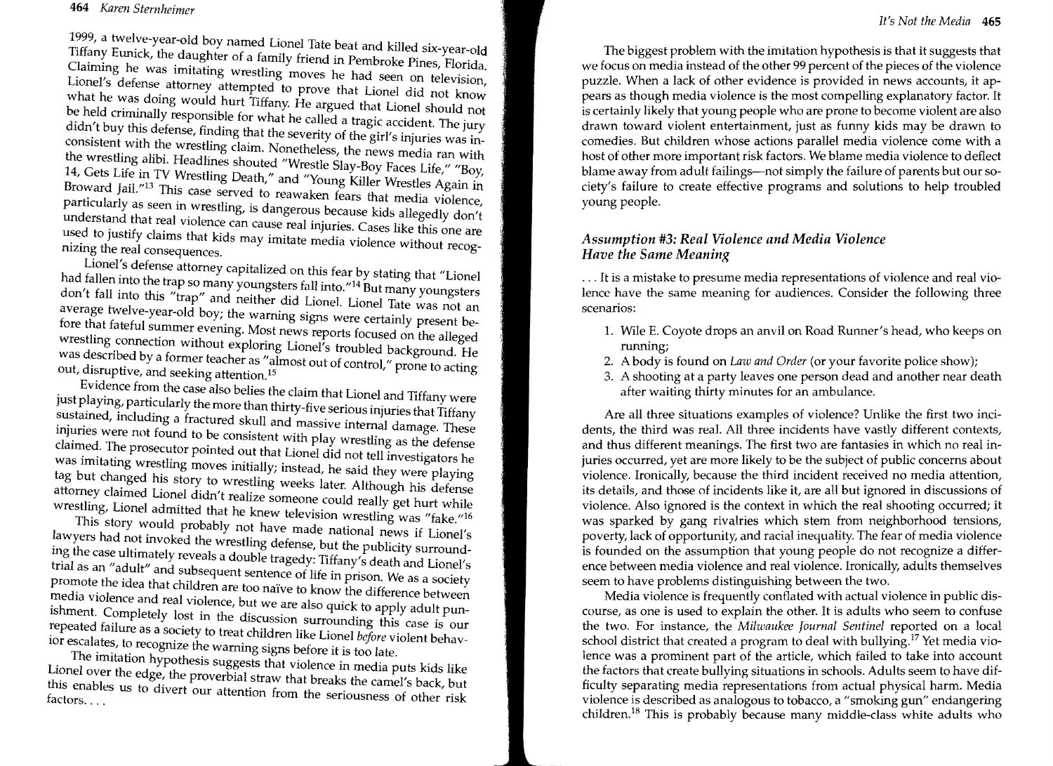1999, a twelve-year-old boy named Lionel Tate beat and killed six-year-old Tiffany Eunick, the daughter of a family friend in Pembroke Pines, Florida. Claiming he was imitating wrestling moves he had seen on television, Lionel's defense attorney attempted to prove that Lionel did not know what he was doing would hurt Tiffany. He argued that Lionel should not be held criminally responsible for what he called a tragic accident. The jury didn't buy this defense, finding that the severity of the girl's injuries was inconsistent with the wrestling claim. Nonetheless, the news media ran with the wrestling alibi. Headlines shouted "Wrestle Slay-Boy Faces Life," "Boy, 14, Gets Life in TV Wrestling Death," and "Young Killer Wrestles Again in Broward Jail."[13] This case served to reawaken fears that media violence, particularly as seen in wrestling, is dangerous because kids allegedly don't understand that real violence can cause real injuries. Cases like this one are used to justify claims that kids may imitate media violence without recognizing the real consequences.

Lionel's defense attorney capitalized on this fear by stating that "Lionel had fallen into the trap so many youngsters fall into."[14] But many youngsters don't fall into this "trap" and neither did Lionel. Lionel Tate was not an average twelve-year-old boy; the warning signs were certainly present before that fateful summer evening. Most news reports focused on the alleged wrestling connection without exploring Lionel's troubled background. He was described by a former teacher as "almost out of control," prone to acting out, disruptive, and seeking attention.[15]

Evidence from the case also belies the claim that Lionel and Tiffany were just playing, particularly the more than thirty-five serious injuries that Tiffany sustained, including a fractured skull and massive internal damage. These injuries were not found to be consistent with play wrestling as the defense claimed. The prosecutor pointed out that Lionel did not tell investigators he was imitating wrestling moves initially; instead, he said they were playing tag but changed his story to wrestling weeks later. Although his defense attorney claimed Lionel didn't realize someone could really get hurt while wrestling, Lionel admitted that he knew television wrestling was "fake."[16]

This story would probably not have made national news if Lionel's lawyers had not invoked the wrestling defense, but the publicity surrounding the case ultimately reveals a double tragedy: Tiffany's death and Lionel's trial as an "adult" and subsequent sentence of life in prison. We as a society promote the idea that children are too naïve to know the difference between media violence and real violence, but we are also quick to apply adult punishment. Completely lost in the discussion surrounding this case is our repeated failure as a society to treat children like Lionel *before* violent behavior escalates, to recognize the warning signs before it is too late.

The imitation hypothesis suggests that violence in media puts kids like Lionel over the edge, the proverbial straw that breaks the camel's back, but this enables us to divert our attention from the seriousness of other risk factors. . . .

The biggest problem with the imitation hypothesis is that it suggests that we focus on media instead of the other 99 percent of the pieces of the violence puzzle. When a lack of other evidence is provided in news accounts, it appears as though media violence is the most compelling explanatory factor. It is certainly likely that young people who are prone to become violent are also drawn toward violent entertainment, just as funny kids may be drawn to comedies. But children whose actions parallel media violence come with a host of other more important risk factors. We blame media violence to deflect blame away from adult failings—not simply the failure of parents but our society's failure to create effective programs and solutions to help troubled young people.

### *Assumption #3: Real Violence and Media Violence Have the Same Meaning*

. . . It is a mistake to presume media representations of violence and real violence have the same meaning for audiences. Consider the following three scenarios:

1. Wile E. Coyote drops an anvil on Road Runner's head, who keeps on running;
2. A body is found on *Law and Order* (or your favorite police show);
3. A shooting at a party leaves one person dead and another near death after waiting thirty minutes for an ambulance.

Are all three situations examples of violence? Unlike the first two incidents, the third was real. All three incidents have vastly different contexts, and thus different meanings. The first two are fantasies in which no real injuries occurred, yet are more likely to be the subject of public concerns about violence. Ironically, because the third incident received no media attention, its details, and those of incidents like it, are all but ignored in discussions of violence. Also ignored is the context in which the real shooting occurred; it was sparked by gang rivalries which stem from neighborhood tensions, poverty, lack of opportunity, and racial inequality. The fear of media violence is founded on the assumption that young people do not recognize a difference between media violence and real violence. Ironically, adults themselves seem to have problems distinguishing between the two.

Media violence is frequently conflated with actual violence in public discourse, as one is used to explain the other. It is adults who seem to confuse the two. For instance, the *Milwaukee Journal Sentinel* reported on a local school district that created a program to deal with bullying.[17] Yet media violence was a prominent part of the article, which failed to take into account the factors that create bullying situations in schools. Adults seem to have difficulty separating media representations from actual physical harm. Media violence is described as analogous to tobacco, a "smoking gun" endangering children.[18] This is probably because many middle-class white adults who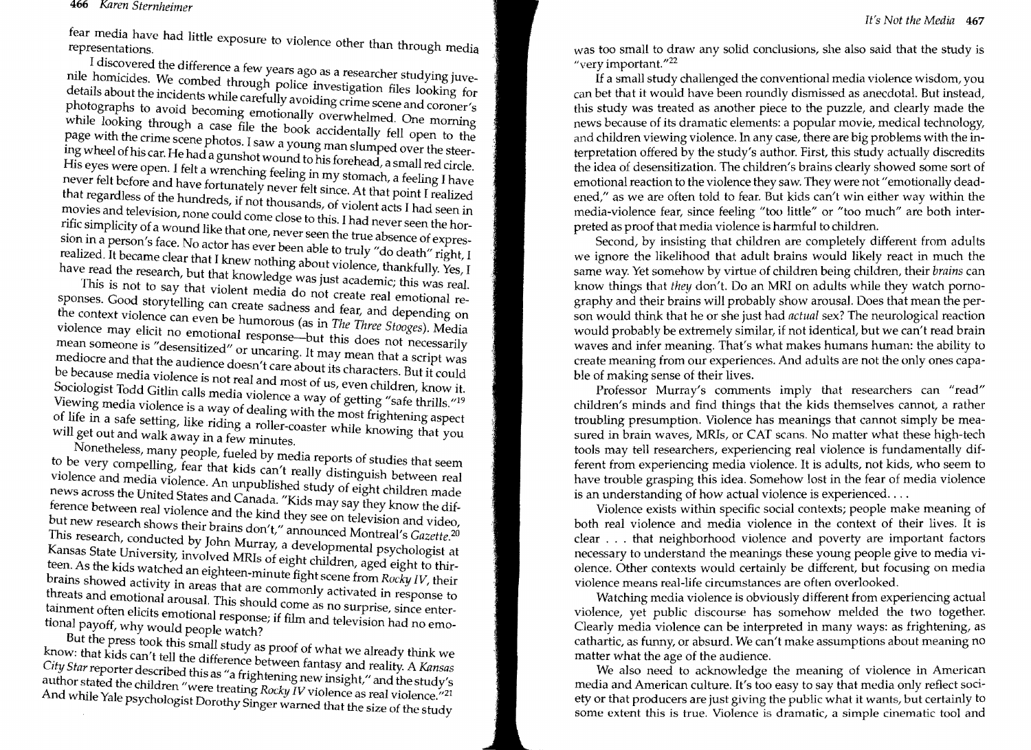fear media have had little exposure to violence other than through media representations.

I discovered the difference a few years ago as a researcher studying juvenile homicides. We combed through police investigation files looking for details about the incidents while carefully avoiding crime scene and coroner's photographs to avoid becoming emotionally overwhelmed. One morning while looking through a case file the book accidentally fell open to the page with the crime scene photos. I saw a young man slumped over the steering wheel of his car. He had a gunshot wound to his forehead, a small red circle. His eyes were open. I felt a wrenching feeling in my stomach, a feeling I have never felt before and have fortunately never felt since. At that point I realized that regardless of the hundreds, if not thousands, of violent acts I had seen in movies and television, none could come close to this. I had never seen the horrific simplicity of a wound like that one, never seen the true absence of expression in a person's face. No actor has ever been able to truly "do death" right, I realized. It became clear that I knew nothing about violence, thankfully. Yes, I have read the research, but that knowledge was just academic; this was real.

This is not to say that violent media do not create real emotional responses. Good storytelling can create sadness and fear, and depending on the context violence can even be humorous (as in *The Three Stooges*). Media violence may elicit no emotional response—but this does not necessarily mean someone is "desensitized" or uncaring. It may mean that a script was mediocre and that the audience doesn't care about its characters. But it could be because media violence is not real and most of us, even children, know it. Sociologist Todd Gitlin calls media violence a way of getting "safe thrills."[19] Viewing media violence is a way of dealing with the most frightening aspect of life in a safe setting, like riding a roller-coaster while knowing that you will get out and walk away in a few minutes.

Nonetheless, many people, fueled by media reports of studies that seem to be very compelling, fear that kids can't really distinguish between real violence and media violence. An unpublished study of eight children made news across the United States and Canada. "Kids may say they know the difference between real violence and the kind they see on television and video, but new research shows their brains don't," announced Montreal's *Gazette*.[20] This research, conducted by John Murray, a developmental psychologist at Kansas State University, involved MRIs of eight children, aged eight to thirteen. As the kids watched an eighteen-minute fight scene from *Rocky IV*, their brains showed activity in areas that are commonly activated in response to threats and emotional arousal. This should come as no surprise, since entertainment often elicits emotional response; if film and television had no emotional payoff, why would people watch?

But the press took this small study as proof of what we already think we know: that kids can't tell the difference between fantasy and reality. A *Kansas City Star* reporter described this as "a frightening new insight," and the study's author stated the children "were treating *Rocky IV* violence as real violence."[21] And while Yale psychologist Dorothy Singer warned that the size of the study was too small to draw any solid conclusions, she also said that the study is "very important."[22]

If a small study challenged the conventional media violence wisdom, you can bet that it would have been roundly dismissed as anecdotal. But instead, this study was treated as another piece to the puzzle, and clearly made the news because of its dramatic elements: a popular movie, medical technology, and children viewing violence. In any case, there are big problems with the interpretation offered by the study's author. First, this study actually discredits the idea of desensitization. The children's brains clearly showed some sort of emotional reaction to the violence they saw. They were not "emotionally deadened," as we are often told to fear. But kids can't win either way within the media-violence fear, since feeling "too little" or "too much" are both interpreted as proof that media violence is harmful to children.

Second, by insisting that children are completely different from adults we ignore the likelihood that adult brains would likely react in much the same way. Yet somehow by virtue of children being children, their *brains* can know things that *they* don't. Do an MRI on adults while they watch pornography and their brains will probably show arousal. Does that mean the person would think that he or she just had *actual* sex? The neurological reaction would probably be extremely similar, if not identical, but we can't read brain waves and infer meaning. That's what makes humans human: the ability to create meaning from our experiences. And adults are not the only ones capable of making sense of their lives.

Professor Murray's comments imply that researchers can "read" children's minds and find things that the kids themselves cannot, a rather troubling presumption. Violence has meanings that cannot simply be measured in brain waves, MRIs, or CAT scans. No matter what these high-tech tools may tell researchers, experiencing real violence is fundamentally different from experiencing media violence. It is adults, not kids, who seem to have trouble grasping this idea. Somehow lost in the fear of media violence is an understanding of how actual violence is experienced. . . .

Violence exists within specific social contexts; people make meaning of both real violence and media violence in the context of their lives. It is clear . . . that neighborhood violence and poverty are important factors necessary to understand the meanings these young people give to media violence. Other contexts would certainly be different, but focusing on media violence means real-life circumstances are often overlooked.

Watching media violence is obviously different from experiencing actual violence, yet public discourse has somehow melded the two together. Clearly media violence can be interpreted in many ways: as frightening, as cathartic, as funny, or absurd. We can't make assumptions about meaning no matter what the age of the audience.

We also need to acknowledge the meaning of violence in American media and American culture. It's too easy to say that media only reflect society or that producers are just giving the public what it wants, but certainly to some extent this is true. Violence is dramatic, a simple cinematic tool and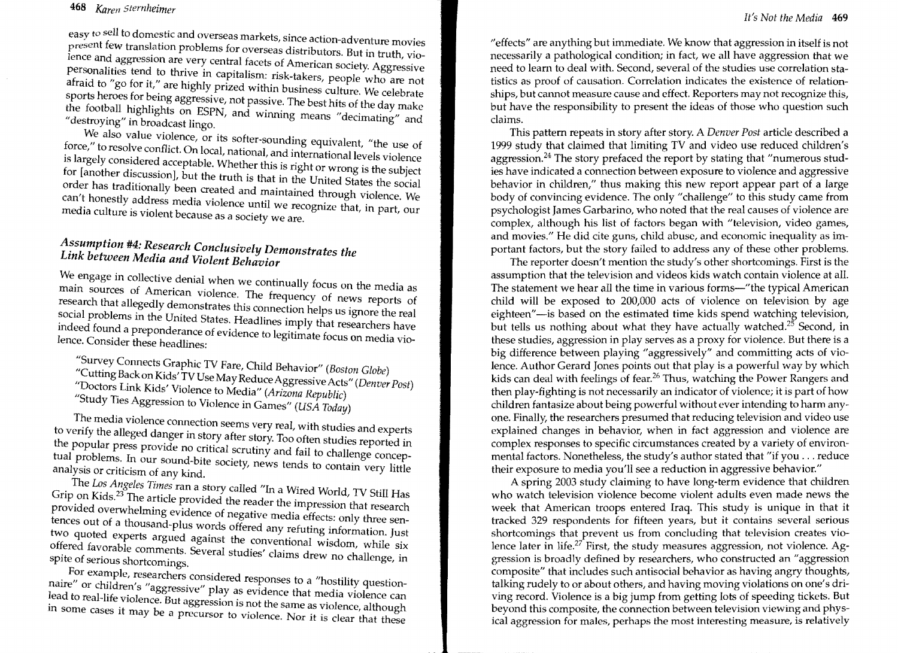easy to sell to domestic and overseas markets, since action-adventure movies present few translation problems for overseas distributors. But in truth, violence and aggression are very central facets of American society. Aggressive personalities tend to thrive in capitalism: risk-takers, people who are not afraid to "go for it," are highly prized within business culture. We celebrate sports heroes for being aggressive, not passive. The best hits of the day make the football highlights on ESPN, and winning means "decimating" and "destroying" in broadcast lingo.

We also value violence, or its softer-sounding equivalent, "the use of force," to resolve conflict. On local, national, and international levels violence is largely considered acceptable. Whether this is right or wrong is the subject for [another discussion], but the truth is that in the United States the social order has traditionally been created and maintained through violence. We can't honestly address media violence until we recognize that, in part, our media culture is violent because as a society we are.

## *Assumption #4: Research Conclusively Demonstrates the Link between Media and Violent Behavior*

We engage in collective denial when we continually focus on the media as main sources of American violence. The frequency of news reports of research that allegedly demonstrates this connection helps us ignore the real social problems in the United States. Headlines imply that researchers have indeed found a preponderance of evidence to legitimate focus on media violence. Consider these headlines:

"Survey Connects Graphic TV Fare, Child Behavior" (*Boston Globe*)
"Cutting Back on Kids' TV Use May Reduce Aggressive Acts" (*Denver Post*)
"Doctors Link Kids' Violence to Media" (*Arizona Republic*)
"Study Ties Aggression to Violence in Games" (*USA Today*)

The media violence connection seems very real, with studies and experts to verify the alleged danger in story after story. Too often studies reported in the popular press provide no critical scrutiny and fail to challenge conceptual problems. In our sound-bite society, news tends to contain very little analysis or criticism of any kind.

The *Los Angeles Times* ran a story called "In a Wired World, TV Still Has Grip on Kids."[23] The article provided the reader the impression that research provided overwhelming evidence of negative media effects: only three sentences out of a thousand-plus words offered any refuting information. Just two quoted experts argued against the conventional wisdom, while six offered favorable comments. Several studies' claims drew no challenge, in spite of serious shortcomings.

For example, researchers considered responses to a "hostility questionnaire" or children's "aggressive" play as evidence that media violence can lead to real-life violence. But aggression is not the same as violence, although in some cases it may be a precursor to violence. Nor it is clear that these "effects" are anything but immediate. We know that aggression in itself is not necessarily a pathological condition; in fact, we all have aggression that we need to learn to deal with. Second, several of the studies use correlation statistics as proof of causation. Correlation indicates the existence of relationships, but cannot measure cause and effect. Reporters may not recognize this, but have the responsibility to present the ideas of those who question such claims.

This pattern repeats in story after story. A *Denver Post* article described a 1999 study that claimed that limiting TV and video use reduced children's aggression.[24] The story prefaced the report by stating that "numerous studies have indicated a connection between exposure to violence and aggressive behavior in children," thus making this new report appear part of a large body of convincing evidence. The only "challenge" to this study came from psychologist James Garbarino, who noted that the real causes of violence are complex, although his list of factors began with "television, video games, and movies." He did cite guns, child abuse, and economic inequality as important factors, but the story failed to address any of these other problems.

The reporter doesn't mention the study's other shortcomings. First is the assumption that the television and videos kids watch contain violence at all. The statement we hear all the time in various forms—"the typical American child will be exposed to 200,000 acts of violence on television by age eighteen"—is based on the estimated time kids spend watching television, but tells us nothing about what they have actually watched.[25] Second, in these studies, aggression in play serves as a proxy for violence. But there is a big difference between playing "aggressively" and committing acts of violence. Author Gerard Jones points out that play is a powerful way by which kids can deal with feelings of fear.[26] Thus, watching the Power Rangers and then play-fighting is not necessarily an indicator of violence; it is part of how children fantasize about being powerful without ever intending to harm anyone. Finally, the researchers presumed that reducing television and video use explained changes in behavior, when in fact aggression and violence are complex responses to specific circumstances created by a variety of environmental factors. Nonetheless, the study's author stated that "if you . . . reduce their exposure to media you'll see a reduction in aggressive behavior."

A spring 2003 study claiming to have long-term evidence that children who watch television violence become violent adults even made news the week that American troops entered Iraq. This study is unique in that it tracked 329 respondents for fifteen years, but it contains several serious shortcomings that prevent us from concluding that television creates violence later in life.[27] First, the study measures aggression, not violence. Aggression is broadly defined by researchers, who constructed an "aggression composite" that includes such antisocial behavior as having angry thoughts, talking rudely to or about others, and having moving violations on one's driving record. Violence is a big jump from getting lots of speeding tickets. But beyond this composite, the connection between television viewing and physical aggression for males, perhaps the most interesting measure, is relatively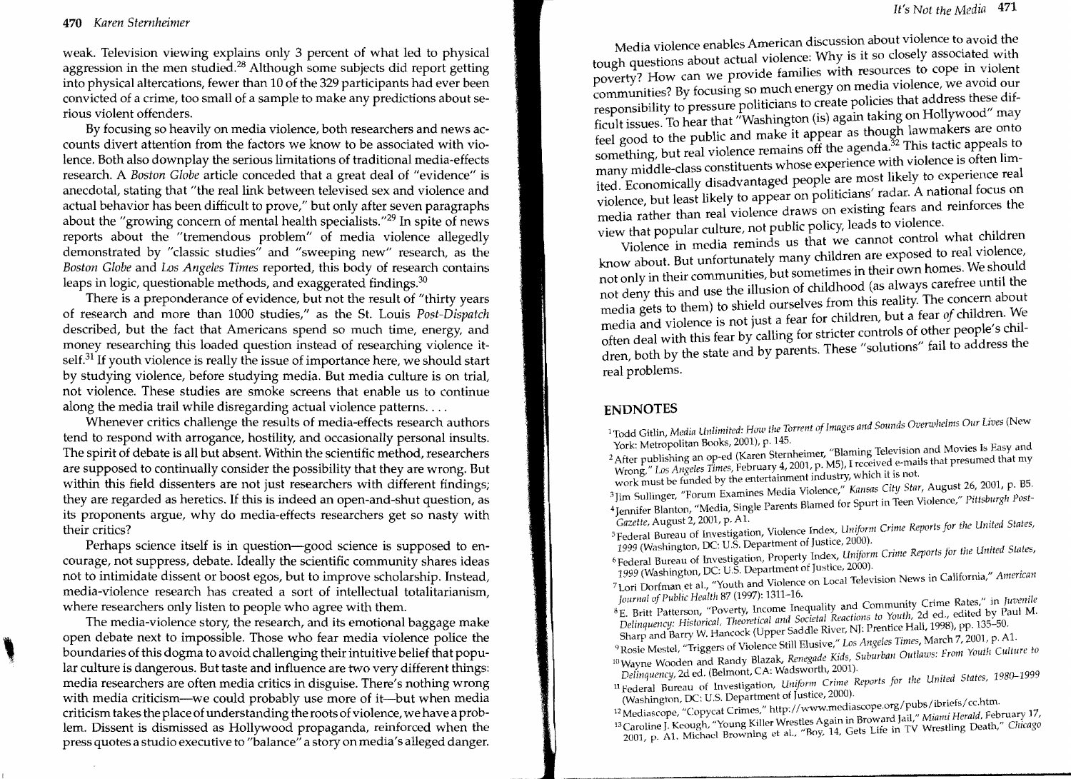weak. Television viewing explains only 3 percent of what led to physical aggression in the men studied.[28] Although some subjects did report getting into physical altercations, fewer than 10 of the 329 participants had ever been convicted of a crime, too small of a sample to make any predictions about serious violent offenders.

By focusing so heavily on media violence, both researchers and news accounts divert attention from the factors we know to be associated with violence. Both also downplay the serious limitations of traditional media-effects research. A *Boston Globe* article conceded that a great deal of "evidence" is anecdotal, stating that "the real link between televised sex and violence and actual behavior has been difficult to prove," but only after seven paragraphs about the "growing concern of mental health specialists."[29] In spite of news reports about the "tremendous problem" of media violence allegedly demonstrated by "classic studies" and "sweeping new" research, as the *Boston Globe* and *Los Angeles Times* reported, this body of research contains leaps in logic, questionable methods, and exaggerated findings.[30]

There is a preponderance of evidence, but not the result of "thirty years of research and more than 1000 studies," as the St. Louis *Post-Dispatch* described, but the fact that Americans spend so much time, energy, and money researching this loaded question instead of researching violence itself.[31] If youth violence is really the issue of importance here, we should start by studying violence, before studying media. But media culture is on trial, not violence. These studies are smoke screens that enable us to continue along the media trail while disregarding actual violence patterns. . . .

Whenever critics challenge the results of media-effects research authors tend to respond with arrogance, hostility, and occasionally personal insults. The spirit of debate is all but absent. Within the scientific method, researchers are supposed to continually consider the possibility that they are wrong. But within this field dissenters are not just researchers with different findings; they are regarded as heretics. If this is indeed an open-and-shut question, as its proponents argue, why do media-effects researchers get so nasty with their critics?

Perhaps science itself is in question—good science is supposed to encourage, not suppress, debate. Ideally the scientific community shares ideas not to intimidate dissent or boost egos, but to improve scholarship. Instead, media-violence research has created a sort of intellectual totalitarianism, where researchers only listen to people who agree with them.

The media-violence story, the research, and its emotional baggage make open debate next to impossible. Those who fear media violence police the boundaries of this dogma to avoid challenging their intuitive belief that popular culture is dangerous. But taste and influence are two very different things: media researchers are often media critics in disguise. There's nothing wrong with media criticism—we could probably use more of it—but when media criticism takes the place of understanding the roots of violence, we have a problem. Dissent is dismissed as Hollywood propaganda, reinforced when the press quotes a studio executive to "balance" a story on media's alleged danger.

Media violence enables American discussion about violence to avoid the tough questions about actual violence: Why is it so closely associated with poverty? How can we provide families with resources to cope in violent communities? By focusing so much energy on media violence, we avoid our responsibility to pressure politicians to create policies that address these difficult issues. To hear that "Washington (is) again taking on Hollywood" may feel good to the public and make it appear as though lawmakers are onto something, but real violence remains off the agenda.[32] This tactic appeals to many middle-class constituents whose experience with violence is often limited. Economically disadvantaged people are most likely to experience real violence, but least likely to appear on politicians' radar. A national focus on media rather than real violence draws on existing fears and reinforces the view that popular culture, not public policy, leads to violence.

Violence in media reminds us that we cannot control what children know about. But unfortunately many children are exposed to real violence, not only in their communities, but sometimes in their own homes. We should not deny this and use the illusion of childhood (as always carefree until the media gets to them) to shield ourselves from this reality. The concern about media and violence is not just a fear for children, but a fear *of* children. We often deal with this fear by calling for stricter controls of other people's children, both by the state and by parents. These "solutions" fail to address the real problems.

## ENDNOTES

1 Todd Gitlin, *Media Unlimited: How the Torrent of Images and Sounds Overwhelms Our Lives* (New York: Metropolitan Books, 2001), p. 145.

2 After publishing an op-ed (Karen Sternheimer, "Blaming Television and Movies Is Easy and Wrong," *Los Angeles Times*, February 4, 2001, p. M5), I received e-mails that presumed that my work must be funded by the entertainment industry, which it is not.

3 Jim Sullinger, "Forum Examines Media Violence," *Kansas City Star*, August 26, 2001, p. B5.

4 Jennifer Blanton, "Media, Single Parents Blamed for Spurt in Teen Violence," *Pittsburgh Post-Gazette*, August 2, 2001, p. A1.

5 Federal Bureau of Investigation, Violence Index, *Uniform Crime Reports for the United States, 1999* (Washington, DC: U.S. Department of Justice, 2000).

6 Federal Bureau of Investigation, Property Index, *Uniform Crime Reports for the United States, 1999* (Washington, DC: U.S. Department of Justice, 2000).

7 Lori Dorfman et al., "Youth and Violence on Local Television News in California," *American Journal of Public Health* 87 (1997): 1311–16.

8 E. Britt Patterson, "Poverty, Income Inequality and Community Crime Rates," in *Juvenile Delinquency: Historical, Theoretical and Societal Reactions to Youth*, 2d ed., edited by Paul M. Sharp and Barry W. Hancock (Upper Saddle River, NJ: Prentice Hall, 1998), pp. 135–50.

9 Rosie Mestel, "Triggers of Violence Still Elusive," *Los Angeles Times*, March 7, 2001, p. A1.

10 Wayne Wooden and Randy Blazak, *Renegade Kids, Suburban Outlaws: From Youth Culture to Delinquency*, 2d ed. (Belmont, CA: Wadsworth, 2001).

11 Federal Bureau of Investigation, *Uniform Crime Reports for the United States, 1980–1999* (Washington, DC: U.S. Department of Justice, 2000).

12 Mediascope, "Copycat Crimes," http://www.mediascope.org/pubs/ibriefs/cc.htm.

13 Caroline J. Keough, "Young Killer Wrestles Again in Broward Jail," *Miami Herald*, February 17, 2001, p. A1. Michael Browning et al., "Boy, 14, Gets Life in TV Wrestling Death," *Chicago*